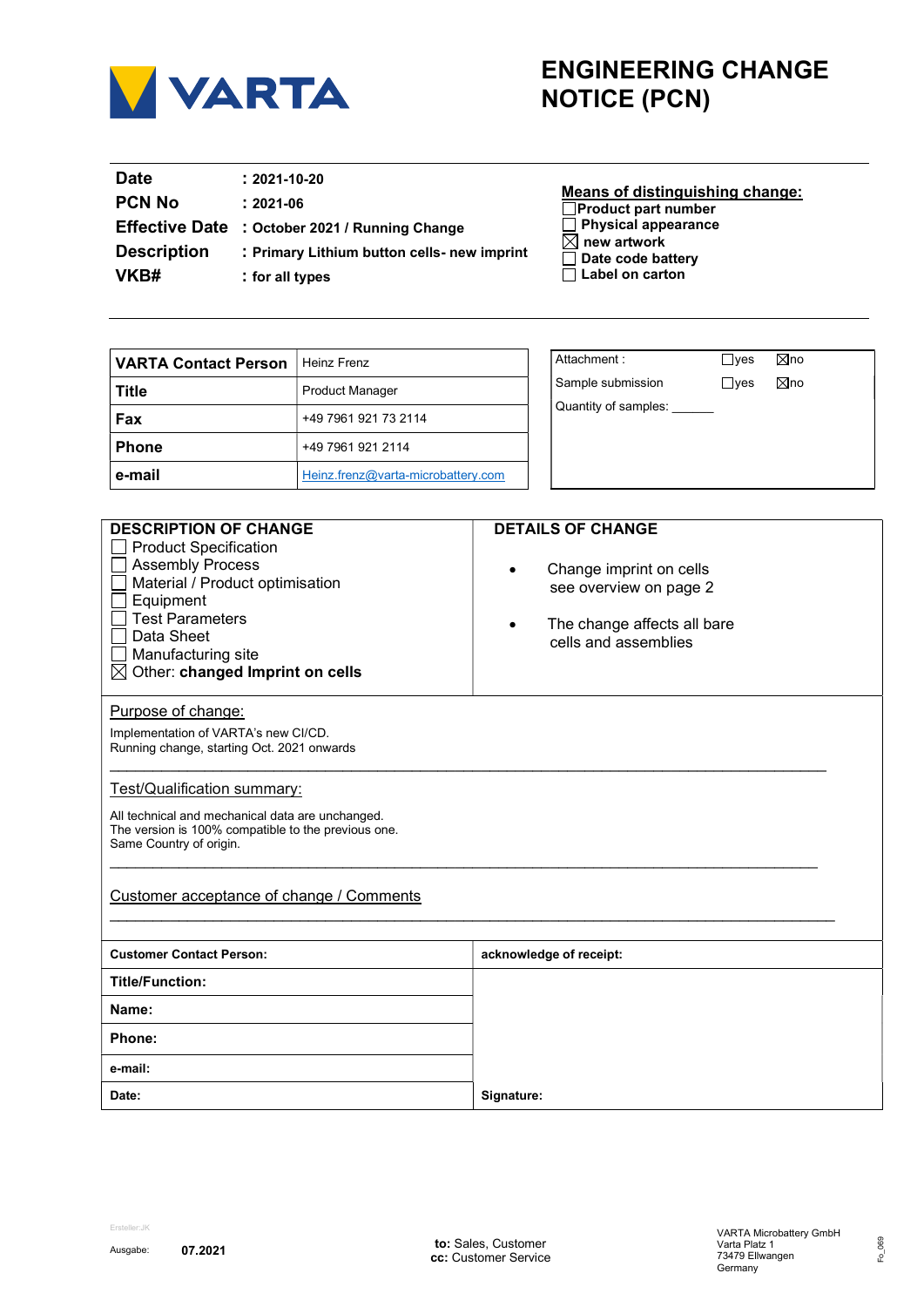VARTA

# ENGINEERING CHANGE NOTICE (PCN)

| | |
|---|---|
| **Date** | **: 2021-10-20** |
| **PCN No** | **: 2021-06** |
| **Effective Date** | **: October 2021 / Running Change** |
| **Description** | **: Primary Lithium button cells- new imprint** |
| **VKB#** | **: for all types** |

**Means of distinguishing change:**

- ☐ **Product part number**
- ☐ **Physical appearance**
- ☒ **new artwork**
- ☐ **Date code battery**
- ☐ **Label on carton**

| **VARTA Contact Person** | Heinz Frenz |
|---|---|
| **Title** | Product Manager |
| **Fax** | +49 7961 921 73 2114 |
| **Phone** | +49 7961 921 2114 |
| **e-mail** | Heinz.frenz@varta-microbattery.com |

| | | |
|---|---|---|
| Attachment : | ☐yes | ☒no |
| Sample submission | ☐yes | ☒no |
| Quantity of samples: ______ | | |

**DESCRIPTION OF CHANGE**

- ☐ Product Specification
- ☐ Assembly Process
- ☐ Material / Product optimisation
- ☐ Equipment
- ☐ Test Parameters
- ☐ Data Sheet
- ☐ Manufacturing site
- ☒ Other: **changed Imprint on cells**

**DETAILS OF CHANGE**

- Change imprint on cells
  see overview on page 2
- The change affects all bare
  cells and assemblies

Purpose of change:

Implementation of VARTA's new CI/CD.
Running change, starting Oct. 2021 onwards

Test/Qualification summary:

All technical and mechanical data are unchanged.
The version is 100% compatible to the previous one.
Same Country of origin.

Customer acceptance of change / Comments

| **Customer Contact Person:** | **acknowledge of receipt:** |
|---|---|
| **Title/Function:** | |
| **Name:** | |
| **Phone:** | |
| **e-mail:** | |
| **Date:** | **Signature:** |

Ersteller:JK
Ausgabe: **07.2021**

**to:** Sales, Customer
**cc:** Customer Service

VARTA Microbattery GmbH
Varta Platz 1
73479 Ellwangen
Germany

Fo_069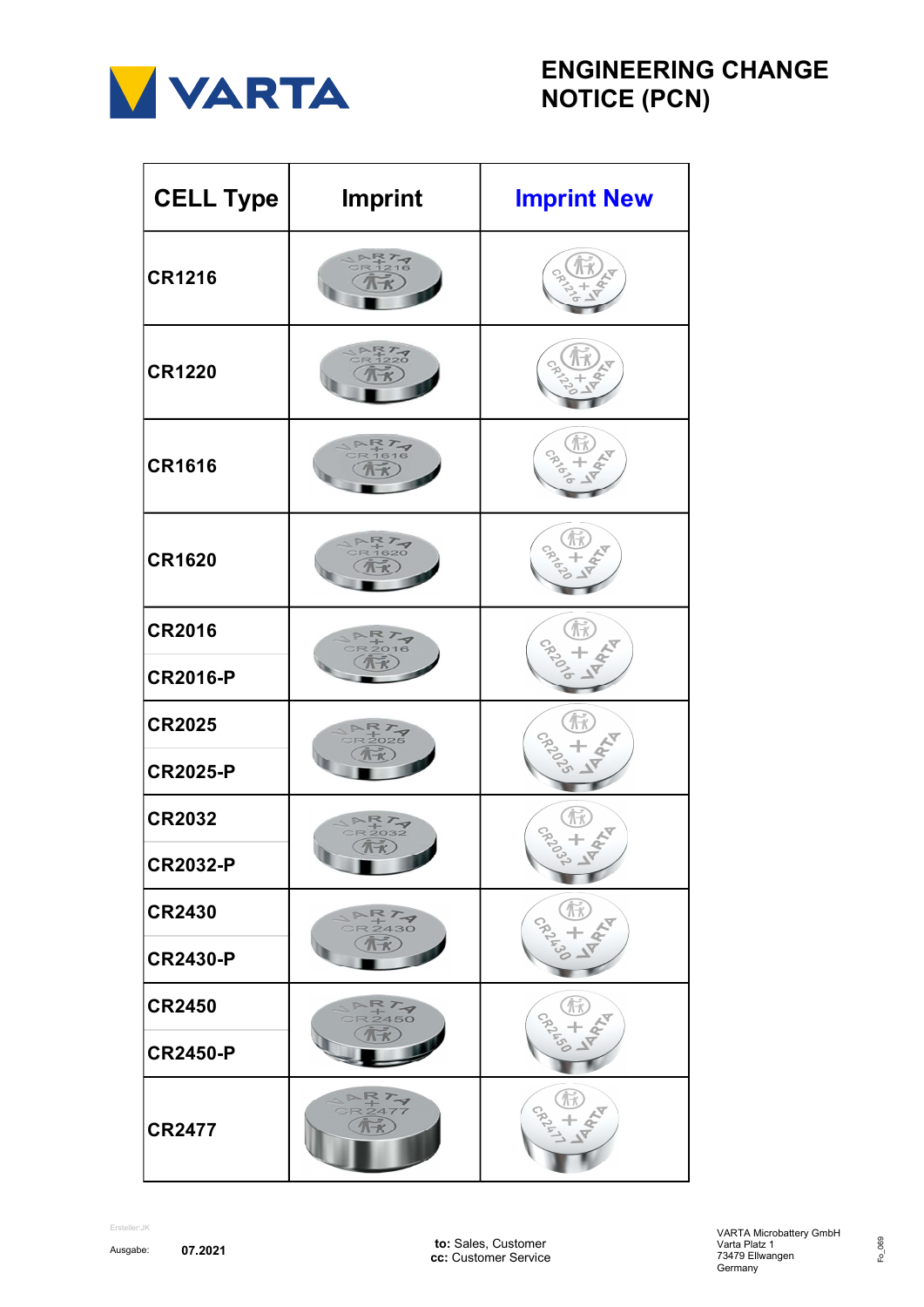# ENGINEERING CHANGE NOTICE (PCN)

| CELL Type | Imprint | Imprint New |
|---|---|---|
| CR1216 | | |
| CR1220 | | |
| CR1616 | | |
| CR1620 | | |
| CR2016 / CR2016-P | | |
| CR2025 / CR2025-P | | |
| CR2032 / CR2032-P | | |
| CR2430 / CR2430-P | | |
| CR2450 / CR2450-P | | |
| CR2477 | | |

Ersteller:JK

Ausgabe: **07.2021**

**to:** Sales, Customer
**cc:** Customer Service

VARTA Microbattery GmbH
Varta Platz 1
73479 Ellwangen
Germany

Fo_069